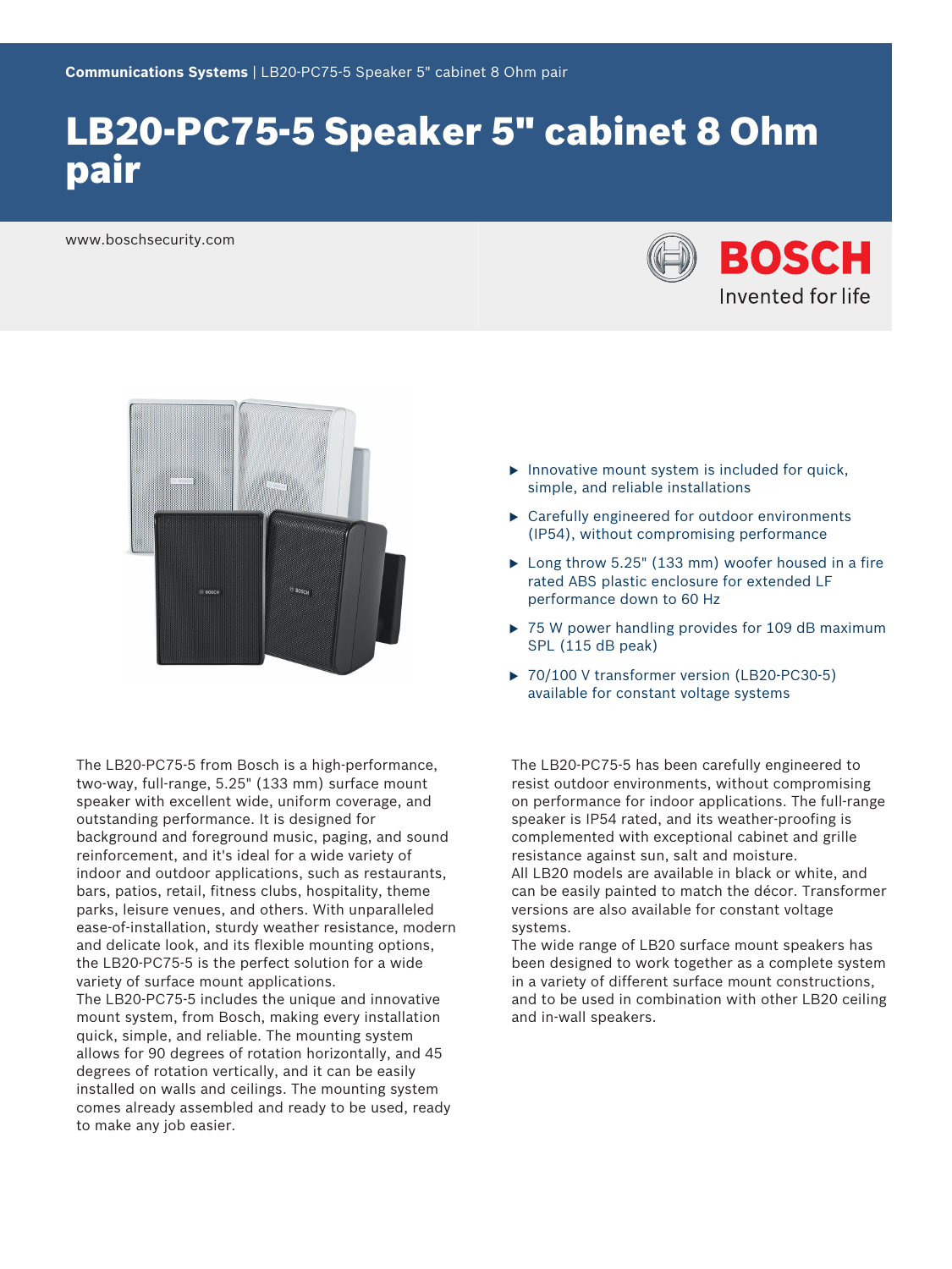**Communications Systems** | LB20-PC75-5 Speaker 5" cabinet 8 Ohm pair

# LB20-PC75-5 Speaker 5" cabinet 8 Ohm pair

www.boschsecurity.com

- Innovative mount system is included for quick, simple, and reliable installations
- Carefully engineered for outdoor environments (IP54), without compromising performance
- Long throw 5.25" (133 mm) woofer housed in a fire rated ABS plastic enclosure for extended LF performance down to 60 Hz
- 75 W power handling provides for 109 dB maximum SPL (115 dB peak)
- 70/100 V transformer version (LB20-PC30-5) available for constant voltage systems

The LB20-PC75-5 from Bosch is a high-performance, two-way, full-range, 5.25" (133 mm) surface mount speaker with excellent wide, uniform coverage, and outstanding performance. It is designed for background and foreground music, paging, and sound reinforcement, and it's ideal for a wide variety of indoor and outdoor applications, such as restaurants, bars, patios, retail, fitness clubs, hospitality, theme parks, leisure venues, and others. With unparalleled ease-of-installation, sturdy weather resistance, modern and delicate look, and its flexible mounting options, the LB20-PC75-5 is the perfect solution for a wide variety of surface mount applications.
The LB20-PC75-5 includes the unique and innovative mount system, from Bosch, making every installation quick, simple, and reliable. The mounting system allows for 90 degrees of rotation horizontally, and 45 degrees of rotation vertically, and it can be easily installed on walls and ceilings. The mounting system comes already assembled and ready to be used, ready to make any job easier.

The LB20-PC75-5 has been carefully engineered to resist outdoor environments, without compromising on performance for indoor applications. The full-range speaker is IP54 rated, and its weather-proofing is complemented with exceptional cabinet and grille resistance against sun, salt and moisture.
All LB20 models are available in black or white, and can be easily painted to match the décor. Transformer versions are also available for constant voltage systems.
The wide range of LB20 surface mount speakers has been designed to work together as a complete system in a variety of different surface mount constructions, and to be used in combination with other LB20 ceiling and in-wall speakers.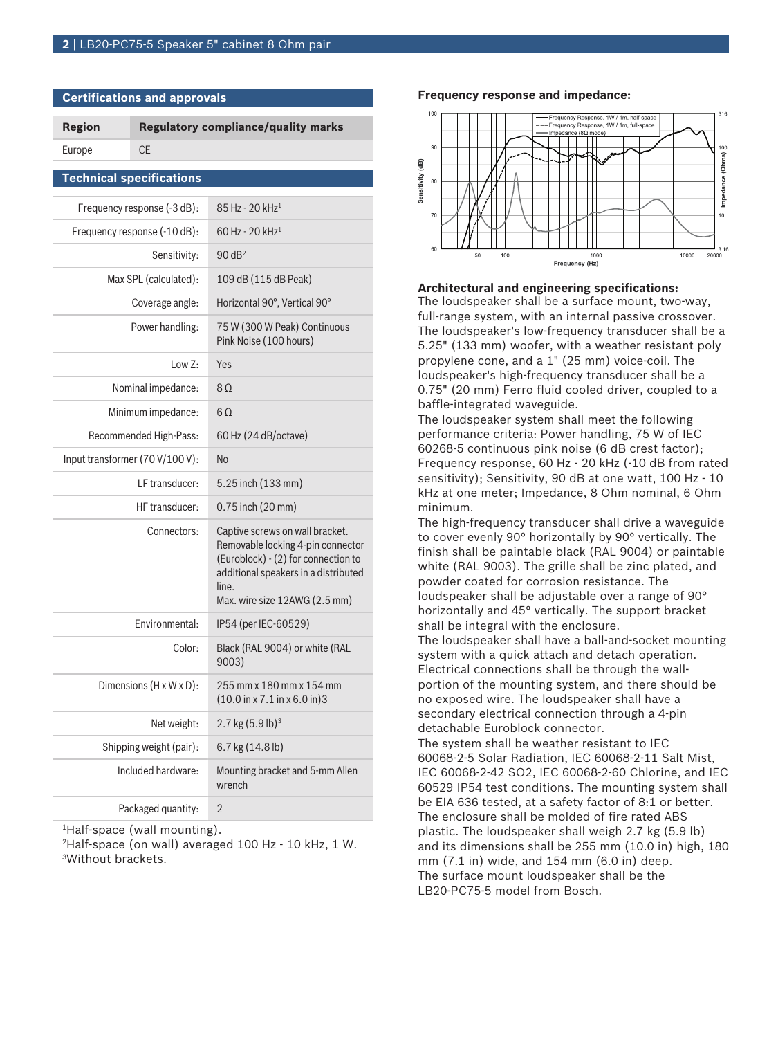## Certifications and approvals

| Region | Regulatory compliance/quality marks |
| --- | --- |
| Europe | CE |

## Technical specifications

| | |
| --- | --- |
| Frequency response (-3 dB): | 85 Hz - 20 kHz[1] |
| Frequency response (-10 dB): | 60 Hz - 20 kHz[1] |
| Sensitivity: | 90 dB[2] |
| Max SPL (calculated): | 109 dB (115 dB Peak) |
| Coverage angle: | Horizontal 90°, Vertical 90° |
| Power handling: | 75 W (300 W Peak) Continuous Pink Noise (100 hours) |
| Low Z: | Yes |
| Nominal impedance: | 8 Ω |
| Minimum impedance: | 6 Ω |
| Recommended High-Pass: | 60 Hz (24 dB/octave) |
| Input transformer (70 V/100 V): | No |
| LF transducer: | 5.25 inch (133 mm) |
| HF transducer: | 0.75 inch (20 mm) |
| Connectors: | Captive screws on wall bracket. Removable locking 4-pin connector (Euroblock) - (2) for connection to additional speakers in a distributed line. Max. wire size 12AWG (2.5 mm) |
| Environmental: | IP54 (per IEC-60529) |
| Color: | Black (RAL 9004) or white (RAL 9003) |
| Dimensions (H x W x D): | 255 mm x 180 mm x 154 mm (10.0 in x 7.1 in x 6.0 in)3 |
| Net weight: | 2.7 kg (5.9 lb)[3] |
| Shipping weight (pair): | 6.7 kg (14.8 lb) |
| Included hardware: | Mounting bracket and 5-mm Allen wrench |
| Packaged quantity: | 2 |

[1]Half-space (wall mounting).
[2]Half-space (on wall) averaged 100 Hz - 10 kHz, 1 W.
[3]Without brackets.

**Frequency response and impedance:**

**Architectural and engineering specifications:**

The loudspeaker shall be a surface mount, two-way, full-range system, with an internal passive crossover. The loudspeaker's low-frequency transducer shall be a 5.25" (133 mm) woofer, with a weather resistant poly propylene cone, and a 1" (25 mm) voice-coil. The loudspeaker's high-frequency transducer shall be a 0.75" (20 mm) Ferro fluid cooled driver, coupled to a baffle-integrated waveguide.

The loudspeaker system shall meet the following performance criteria: Power handling, 75 W of IEC 60268-5 continuous pink noise (6 dB crest factor); Frequency response, 60 Hz - 20 kHz (-10 dB from rated sensitivity); Sensitivity, 90 dB at one watt, 100 Hz - 10 kHz at one meter; Impedance, 8 Ohm nominal, 6 Ohm minimum.

The high-frequency transducer shall drive a waveguide to cover evenly 90° horizontally by 90° vertically. The finish shall be paintable black (RAL 9004) or paintable white (RAL 9003). The grille shall be zinc plated, and powder coated for corrosion resistance. The loudspeaker shall be adjustable over a range of 90° horizontally and 45° vertically. The support bracket shall be integral with the enclosure.

The loudspeaker shall have a ball-and-socket mounting system with a quick attach and detach operation. Electrical connections shall be through the wall-portion of the mounting system, and there should be no exposed wire. The loudspeaker shall have a secondary electrical connection through a 4-pin detachable Euroblock connector.

The system shall be weather resistant to IEC 60068-2-5 Solar Radiation, IEC 60068-2-11 Salt Mist, IEC 60068-2-42 SO2, IEC 60068-2-60 Chlorine, and IEC 60529 IP54 test conditions. The mounting system shall be EIA 636 tested, at a safety factor of 8:1 or better. The enclosure shall be molded of fire rated ABS plastic. The loudspeaker shall weigh 2.7 kg (5.9 lb) and its dimensions shall be 255 mm (10.0 in) high, 180 mm (7.1 in) wide, and 154 mm (6.0 in) deep.

The surface mount loudspeaker shall be the LB20-PC75-5 model from Bosch.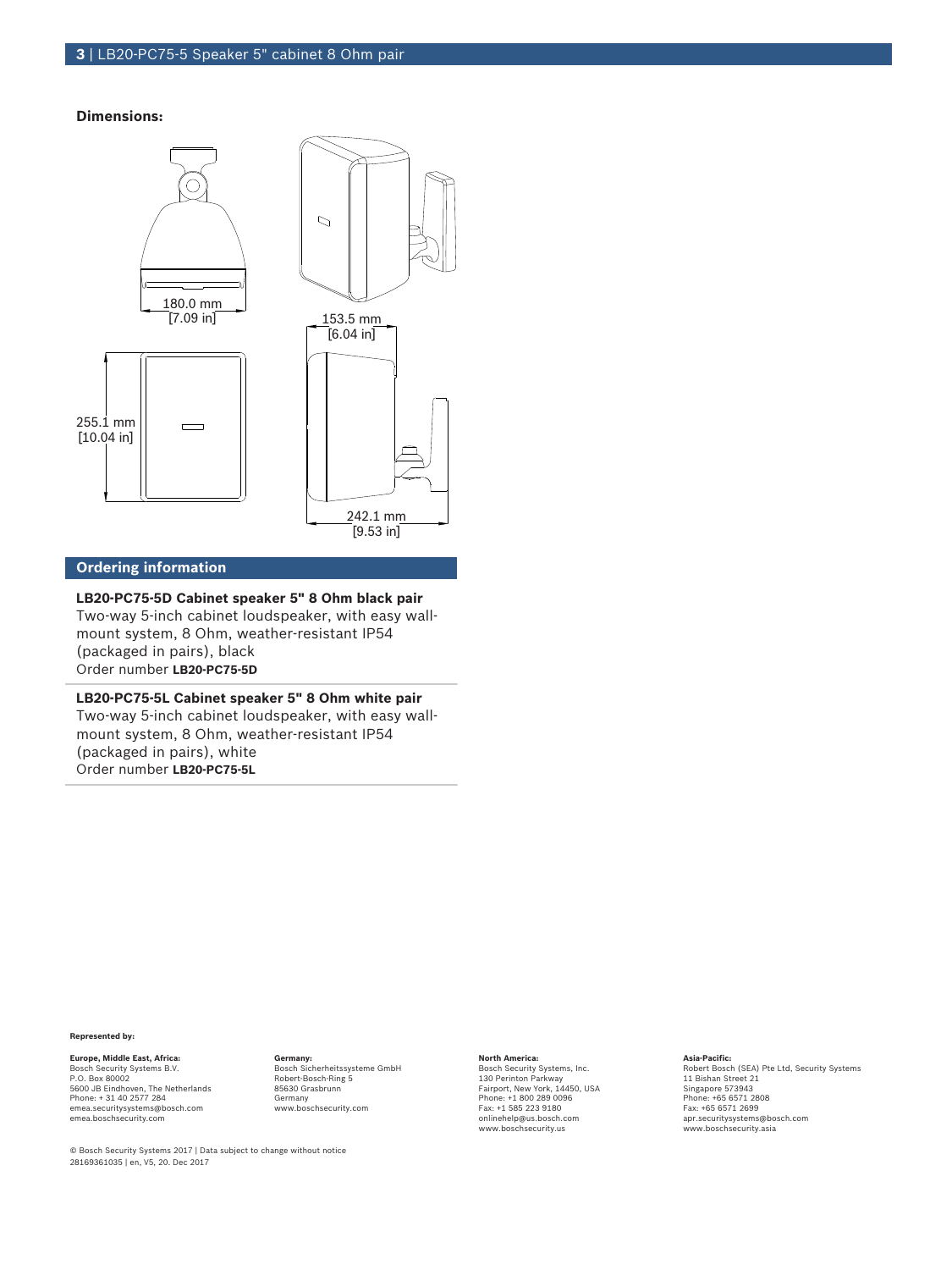## Dimensions:

180.0 mm
[7.09 in]

153.5 mm
[6.04 in]

255.1 mm
[10.04 in]

242.1 mm
[9.53 in]

## Ordering information

**LB20-PC75-5D Cabinet speaker 5" 8 Ohm black pair**
Two-way 5-inch cabinet loudspeaker, with easy wall-mount system, 8 Ohm, weather-resistant IP54 (packaged in pairs), black
Order number **LB20-PC75-5D**

**LB20-PC75-5L Cabinet speaker 5" 8 Ohm white pair**
Two-way 5-inch cabinet loudspeaker, with easy wall-mount system, 8 Ohm, weather-resistant IP54 (packaged in pairs), white
Order number **LB20-PC75-5L**

**Represented by:**

**Europe, Middle East, Africa:**
Bosch Security Systems B.V.
P.O. Box 80002
5600 JB Eindhoven, The Netherlands
Phone: + 31 40 2577 284
emea.securitysystems@bosch.com
emea.boschsecurity.com

**Germany:**
Bosch Sicherheitssysteme GmbH
Robert-Bosch-Ring 5
85630 Grasbrunn
Germany
www.boschsecurity.com

**North America:**
Bosch Security Systems, Inc.
130 Perinton Parkway
Fairport, New York, 14450, USA
Phone: +1 800 289 0096
Fax: +1 585 223 9180
onlinehelp@us.bosch.com
www.boschsecurity.us

**Asia-Pacific:**
Robert Bosch (SEA) Pte Ltd, Security Systems
11 Bishan Street 21
Singapore 573943
Phone: +65 6571 2808
Fax: +65 6571 2699
apr.securitysystems@bosch.com
www.boschsecurity.asia

© Bosch Security Systems 2017 | Data subject to change without notice
28169361035 | en, V5, 20. Dec 2017